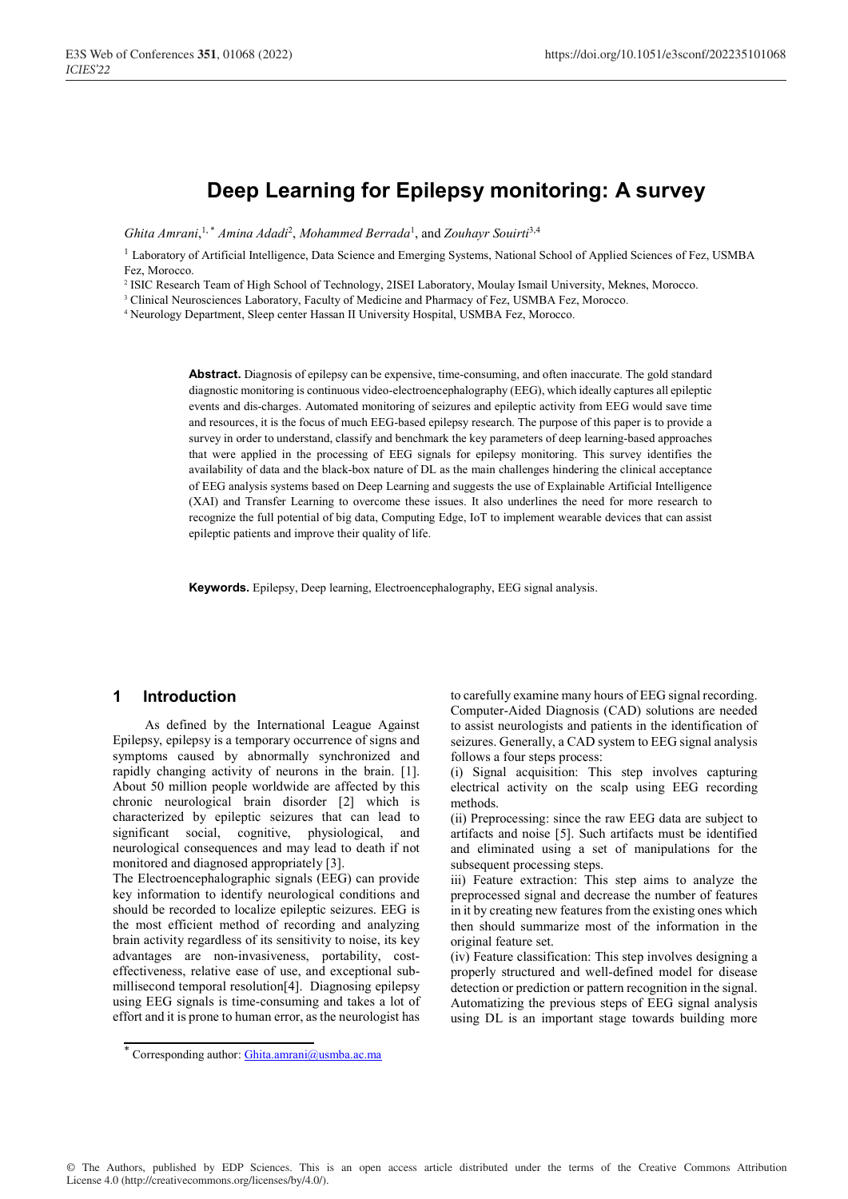# Deep Learning for Epilepsy monitoring: A survey

*Ghita Amrani*,[1,*] *Amina Adadi*[2], *Mohammed Berrada*[1], and *Zouhayr Souirti*[3,4]

[1] Laboratory of Artificial Intelligence, Data Science and Emerging Systems, National School of Applied Sciences of Fez, USMBA Fez, Morocco.

[2] ISIC Research Team of High School of Technology, 2ISEI Laboratory, Moulay Ismail University, Meknes, Morocco.

[3] Clinical Neurosciences Laboratory, Faculty of Medicine and Pharmacy of Fez, USMBA Fez, Morocco.

[4] Neurology Department, Sleep center Hassan II University Hospital, USMBA Fez, Morocco.

**Abstract.** Diagnosis of epilepsy can be expensive, time-consuming, and often inaccurate. The gold standard diagnostic monitoring is continuous video-electroencephalography (EEG), which ideally captures all epileptic events and dis-charges. Automated monitoring of seizures and epileptic activity from EEG would save time and resources, it is the focus of much EEG-based epilepsy research. The purpose of this paper is to provide a survey in order to understand, classify and benchmark the key parameters of deep learning-based approaches that were applied in the processing of EEG signals for epilepsy monitoring. This survey identifies the availability of data and the black-box nature of DL as the main challenges hindering the clinical acceptance of EEG analysis systems based on Deep Learning and suggests the use of Explainable Artificial Intelligence (XAI) and Transfer Learning to overcome these issues. It also underlines the need for more research to recognize the full potential of big data, Computing Edge, IoT to implement wearable devices that can assist epileptic patients and improve their quality of life.

**Keywords.** Epilepsy, Deep learning, Electroencephalography, EEG signal analysis.

## 1 Introduction

As defined by the International League Against Epilepsy, epilepsy is a temporary occurrence of signs and symptoms caused by abnormally synchronized and rapidly changing activity of neurons in the brain. [1]. About 50 million people worldwide are affected by this chronic neurological brain disorder [2] which is characterized by epileptic seizures that can lead to significant social, cognitive, physiological, and neurological consequences and may lead to death if not monitored and diagnosed appropriately [3].

The Electroencephalographic signals (EEG) can provide key information to identify neurological conditions and should be recorded to localize epileptic seizures. EEG is the most efficient method of recording and analyzing brain activity regardless of its sensitivity to noise, its key advantages are non-invasiveness, portability, cost-effectiveness, relative ease of use, and exceptional sub-millisecond temporal resolution[4]. Diagnosing epilepsy using EEG signals is time-consuming and takes a lot of effort and it is prone to human error, as the neurologist has to carefully examine many hours of EEG signal recording. Computer-Aided Diagnosis (CAD) solutions are needed to assist neurologists and patients in the identification of seizures. Generally, a CAD system to EEG signal analysis follows a four steps process:

(i) Signal acquisition: This step involves capturing electrical activity on the scalp using EEG recording methods.

(ii) Preprocessing: since the raw EEG data are subject to artifacts and noise [5]. Such artifacts must be identified and eliminated using a set of manipulations for the subsequent processing steps.

iii) Feature extraction: This step aims to analyze the preprocessed signal and decrease the number of features in it by creating new features from the existing ones which then should summarize most of the information in the original feature set.

(iv) Feature classification: This step involves designing a properly structured and well-defined model for disease detection or prediction or pattern recognition in the signal. Automatizing the previous steps of EEG signal analysis using DL is an important stage towards building more

* Corresponding author: Ghita.amrani@usmba.ac.ma

© The Authors, published by EDP Sciences. This is an open access article distributed under the terms of the Creative Commons Attribution License 4.0 (http://creativecommons.org/licenses/by/4.0/).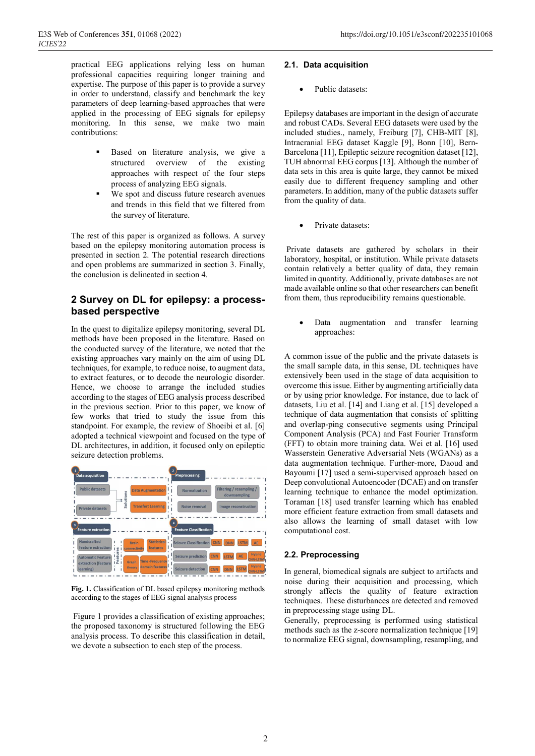practical EEG applications relying less on human professional capacities requiring longer training and expertise. The purpose of this paper is to provide a survey in order to understand, classify and benchmark the key parameters of deep learning-based approaches that were applied in the processing of EEG signals for epilepsy monitoring. In this sense, we make two main contributions:

- Based on literature analysis, we give a structured overview of the existing approaches with respect of the four steps process of analyzing EEG signals.
- We spot and discuss future research avenues and trends in this field that we filtered from the survey of literature.

The rest of this paper is organized as follows. A survey based on the epilepsy monitoring automation process is presented in section 2. The potential research directions and open problems are summarized in section 3. Finally, the conclusion is delineated in section 4.

## 2 Survey on DL for epilepsy: a process-based perspective

In the quest to digitalize epilepsy monitoring, several DL methods have been proposed in the literature. Based on the conducted survey of the literature, we noted that the existing approaches vary mainly on the aim of using DL techniques, for example, to reduce noise, to augment data, to extract features, or to decode the neurologic disorder. Hence, we choose to arrange the included studies according to the stages of EEG analysis process described in the previous section. Prior to this paper, we know of few works that tried to study the issue from this standpoint. For example, the review of Shoeibi et al. [6] adopted a technical viewpoint and focused on the type of DL architectures, in addition, it focused only on epileptic seizure detection problems.

1 Data acquisition
Public datasets
Private datasets
Solutions
Data Augmentation
Transfert Learning
2 Preprocessing
Normalization
Filtering / resampling / downsampling
Noise removal
Image reconstruction
3 Feature extraction
Handcrafted feature extraction
Automatic Feature extraction (feature learning)
Features
Brain connectivity
Statistical features
Graph theory
Time-Frequency domain features
4 Feature Classification
Seizure Classification
CNN
DNN
LSTM
AE
Seizure prediction
CNN
LSTM
AE
Hybrid CNN-LSTM
Seizure detection
CNN
DNN
LSTM
Hybrid CNN-LSTM

**Fig. 1.** Classification of DL based epilepsy monitoring methods according to the stages of EEG signal analysis process

Figure 1 provides a classification of existing approaches; the proposed taxonomy is structured following the EEG analysis process. To describe this classification in detail, we devote a subsection to each step of the process.

### 2.1. Data acquisition

- Public datasets:

Epilepsy databases are important in the design of accurate and robust CADs. Several EEG datasets were used by the included studies., namely, Freiburg [7], CHB-MIT [8], Intracranial EEG dataset Kaggle [9], Bonn [10], Bern-Barcelona [11], Epileptic seizure recognition dataset [12], TUH abnormal EEG corpus [13]. Although the number of data sets in this area is quite large, they cannot be mixed easily due to different frequency sampling and other parameters. In addition, many of the public datasets suffer from the quality of data.

- Private datasets:

Private datasets are gathered by scholars in their laboratory, hospital, or institution. While private datasets contain relatively a better quality of data, they remain limited in quantity. Additionally, private databases are not made available online so that other researchers can benefit from them, thus reproducibility remains questionable.

- Data augmentation and transfer learning approaches:

A common issue of the public and the private datasets is the small sample data, in this sense, DL techniques have extensively been used in the stage of data acquisition to overcome this issue. Either by augmenting artificially data or by using prior knowledge. For instance, due to lack of datasets, Liu et al. [14] and Liang et al. [15] developed a technique of data augmentation that consists of splitting and overlap-ping consecutive segments using Principal Component Analysis (PCA) and Fast Fourier Transform (FFT) to obtain more training data. Wei et al. [16] used Wasserstein Generative Adversarial Nets (WGANs) as a data augmentation technique. Further-more, Daoud and Bayoumi [17] used a semi-supervised approach based on Deep convolutional Autoencoder (DCAE) and on transfer learning technique to enhance the model optimization. Toraman [18] used transfer learning which has enabled more efficient feature extraction from small datasets and also allows the learning of small dataset with low computational cost.

### 2.2. Preprocessing

In general, biomedical signals are subject to artifacts and noise during their acquisition and processing, which strongly affects the quality of feature extraction techniques. These disturbances are detected and removed in preprocessing stage using DL.

Generally, preprocessing is performed using statistical methods such as the z-score normalization technique [19] to normalize EEG signal, downsampling, resampling, and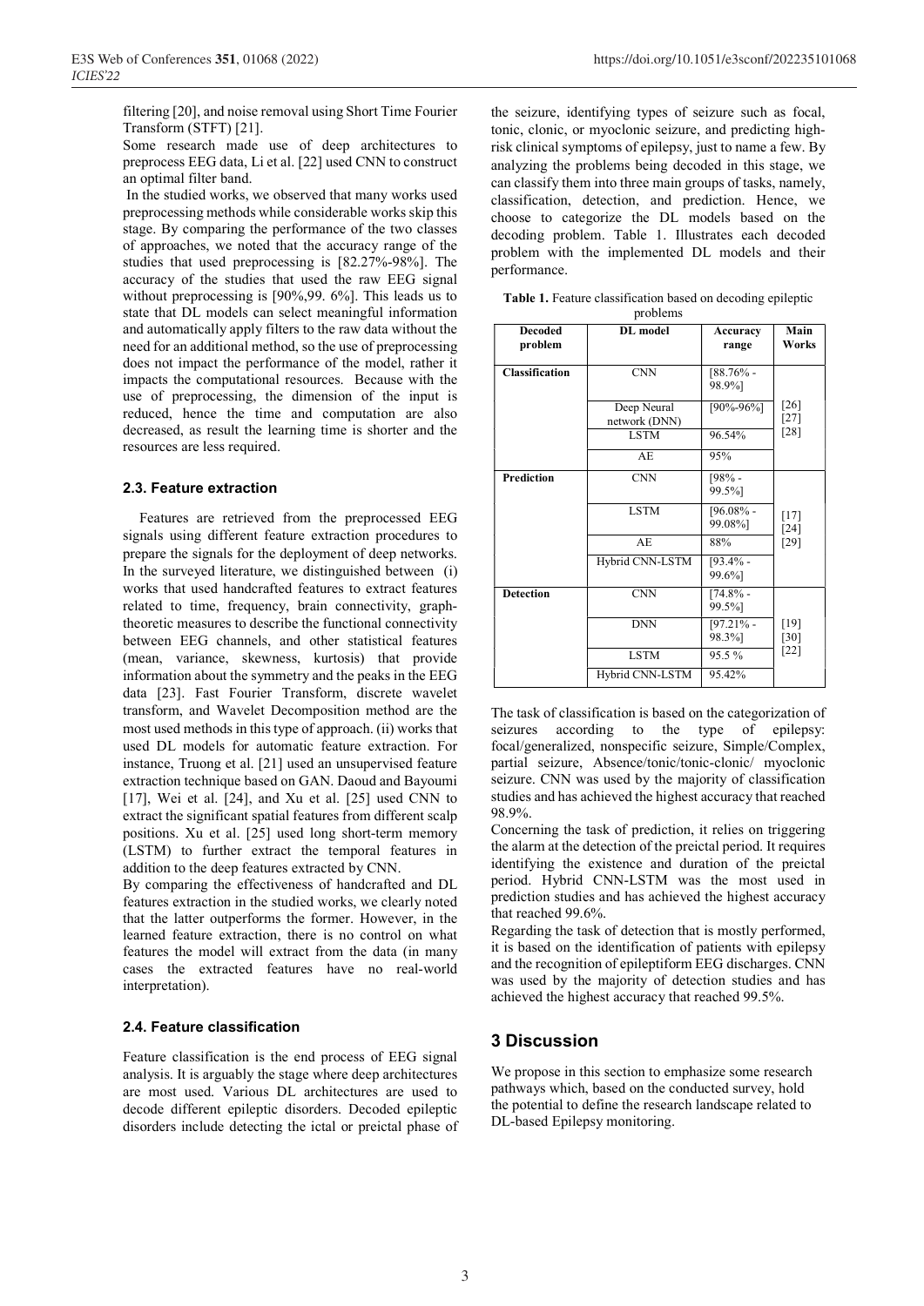filtering [20], and noise removal using Short Time Fourier Transform (STFT) [21].

Some research made use of deep architectures to preprocess EEG data, Li et al. [22] used CNN to construct an optimal filter band.

In the studied works, we observed that many works used preprocessing methods while considerable works skip this stage. By comparing the performance of the two classes of approaches, we noted that the accuracy range of the studies that used preprocessing is [82.27%-98%]. The accuracy of the studies that used the raw EEG signal without preprocessing is [90%,99. 6%]. This leads us to state that DL models can select meaningful information and automatically apply filters to the raw data without the need for an additional method, so the use of preprocessing does not impact the performance of the model, rather it impacts the computational resources. Because with the use of preprocessing, the dimension of the input is reduced, hence the time and computation are also decreased, as result the learning time is shorter and the resources are less required.

### 2.3. Feature extraction

Features are retrieved from the preprocessed EEG signals using different feature extraction procedures to prepare the signals for the deployment of deep networks. In the surveyed literature, we distinguished between (i) works that used handcrafted features to extract features related to time, frequency, brain connectivity, graph-theoretic measures to describe the functional connectivity between EEG channels, and other statistical features (mean, variance, skewness, kurtosis) that provide information about the symmetry and the peaks in the EEG data [23]. Fast Fourier Transform, discrete wavelet transform, and Wavelet Decomposition method are the most used methods in this type of approach. (ii) works that used DL models for automatic feature extraction. For instance, Truong et al. [21] used an unsupervised feature extraction technique based on GAN. Daoud and Bayoumi [17], Wei et al. [24], and Xu et al. [25] used CNN to extract the significant spatial features from different scalp positions. Xu et al. [25] used long short-term memory (LSTM) to further extract the temporal features in addition to the deep features extracted by CNN.

By comparing the effectiveness of handcrafted and DL features extraction in the studied works, we clearly noted that the latter outperforms the former. However, in the learned feature extraction, there is no control on what features the model will extract from the data (in many cases the extracted features have no real-world interpretation).

### 2.4. Feature classification

Feature classification is the end process of EEG signal analysis. It is arguably the stage where deep architectures are most used. Various DL architectures are used to decode different epileptic disorders. Decoded epileptic disorders include detecting the ictal or preictal phase of the seizure, identifying types of seizure such as focal, tonic, clonic, or myoclonic seizure, and predicting high-risk clinical symptoms of epilepsy, just to name a few. By analyzing the problems being decoded in this stage, we can classify them into three main groups of tasks, namely, classification, detection, and prediction. Hence, we choose to categorize the DL models based on the decoding problem. Table 1. Illustrates each decoded problem with the implemented DL models and their performance.

**Table 1.** Feature classification based on decoding epileptic problems

| Decoded problem | DL model | Accuracy range | Main Works |
|---|---|---|---|
| **Classification** | CNN | [88.76% - 98.9%] | [26] [27] [28] |
| | Deep Neural network (DNN) | [90%-96%] | |
| | LSTM | 96.54% | |
| | AE | 95% | |
| **Prediction** | CNN | [98% - 99.5%] | [17] [24] [29] |
| | LSTM | [96.08% - 99.08%] | |
| | AE | 88% | |
| | Hybrid CNN-LSTM | [93.4% - 99.6%] | |
| **Detection** | CNN | [74.8% - 99.5%] | [19] [30] [22] |
| | DNN | [97.21% - 98.3%] | |
| | LSTM | 95.5 % | |
| | Hybrid CNN-LSTM | 95.42% | |

The task of classification is based on the categorization of seizures according to the type of epilepsy: focal/generalized, nonspecific seizure, Simple/Complex, partial seizure, Absence/tonic/tonic-clonic/ myoclonic seizure. CNN was used by the majority of classification studies and has achieved the highest accuracy that reached 98.9%.

Concerning the task of prediction, it relies on triggering the alarm at the detection of the preictal period. It requires identifying the existence and duration of the preictal period. Hybrid CNN-LSTM was the most used in prediction studies and has achieved the highest accuracy that reached 99.6%.

Regarding the task of detection that is mostly performed, it is based on the identification of patients with epilepsy and the recognition of epileptiform EEG discharges. CNN was used by the majority of detection studies and has achieved the highest accuracy that reached 99.5%.

## 3 Discussion

We propose in this section to emphasize some research pathways which, based on the conducted survey, hold the potential to define the research landscape related to DL-based Epilepsy monitoring.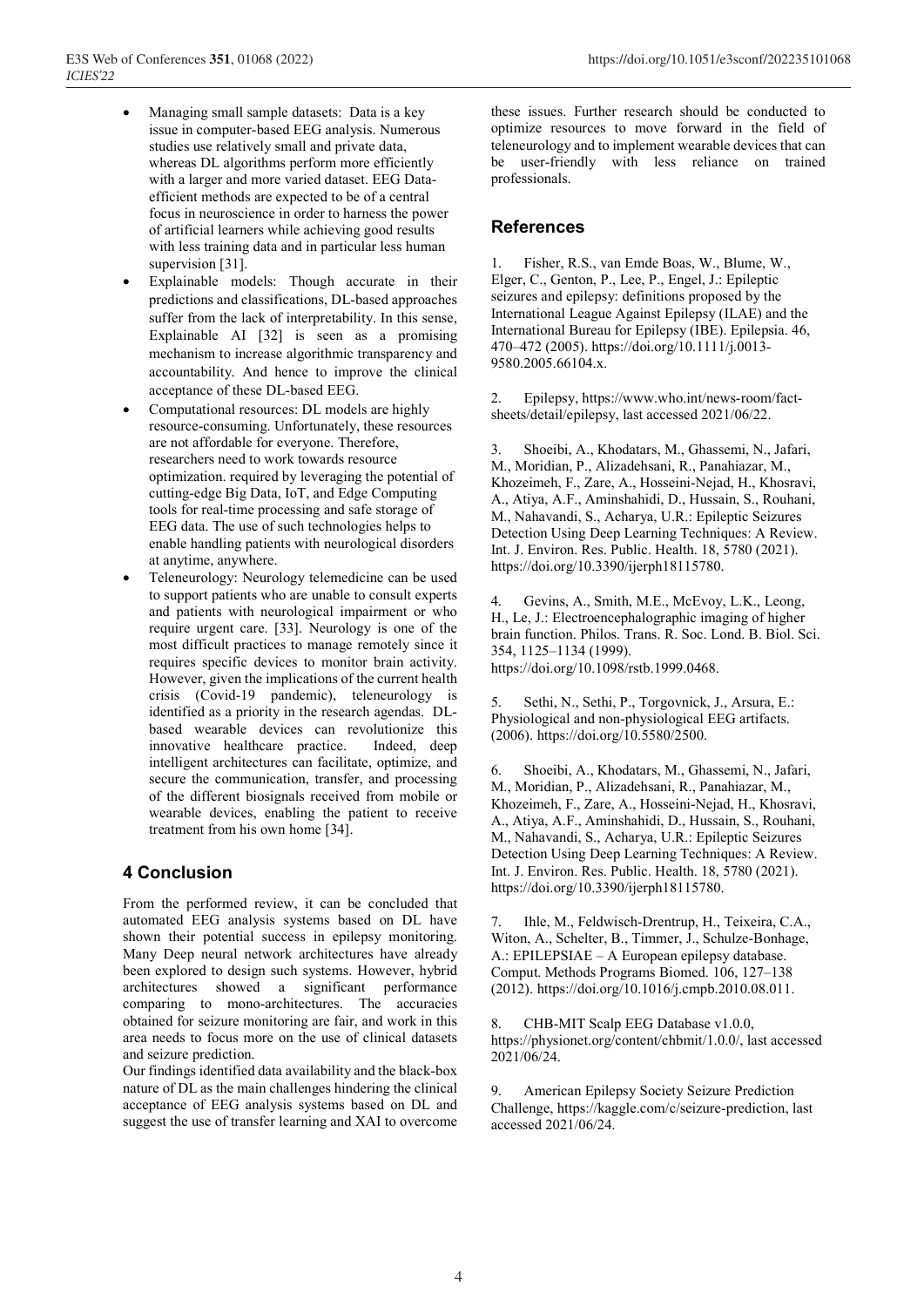- Managing small sample datasets: Data is a key issue in computer-based EEG analysis. Numerous studies use relatively small and private data, whereas DL algorithms perform more efficiently with a larger and more varied dataset. EEG Data-efficient methods are expected to be of a central focus in neuroscience in order to harness the power of artificial learners while achieving good results with less training data and in particular less human supervision [31].
- Explainable models: Though accurate in their predictions and classifications, DL-based approaches suffer from the lack of interpretability. In this sense, Explainable AI [32] is seen as a promising mechanism to increase algorithmic transparency and accountability. And hence to improve the clinical acceptance of these DL-based EEG.
- Computational resources: DL models are highly resource-consuming. Unfortunately, these resources are not affordable for everyone. Therefore, researchers need to work towards resource optimization. required by leveraging the potential of cutting-edge Big Data, IoT, and Edge Computing tools for real-time processing and safe storage of EEG data. The use of such technologies helps to enable handling patients with neurological disorders at anytime, anywhere.
- Teleneurology: Neurology telemedicine can be used to support patients who are unable to consult experts and patients with neurological impairment or who require urgent care. [33]. Neurology is one of the most difficult practices to manage remotely since it requires specific devices to monitor brain activity. However, given the implications of the current health crisis (Covid-19 pandemic), teleneurology is identified as a priority in the research agendas. DL-based wearable devices can revolutionize this innovative healthcare practice. Indeed, deep intelligent architectures can facilitate, optimize, and secure the communication, transfer, and processing of the different biosignals received from mobile or wearable devices, enabling the patient to receive treatment from his own home [34].

## 4 Conclusion

From the performed review, it can be concluded that automated EEG analysis systems based on DL have shown their potential success in epilepsy monitoring. Many Deep neural network architectures have already been explored to design such systems. However, hybrid architectures showed a significant performance comparing to mono-architectures. The accuracies obtained for seizure monitoring are fair, and work in this area needs to focus more on the use of clinical datasets and seizure prediction.

Our findings identified data availability and the black-box nature of DL as the main challenges hindering the clinical acceptance of EEG analysis systems based on DL and suggest the use of transfer learning and XAI to overcome these issues. Further research should be conducted to optimize resources to move forward in the field of teleneurology and to implement wearable devices that can be user-friendly with less reliance on trained professionals.

## References

1. Fisher, R.S., van Emde Boas, W., Blume, W., Elger, C., Genton, P., Lee, P., Engel, J.: Epileptic seizures and epilepsy: definitions proposed by the International League Against Epilepsy (ILAE) and the International Bureau for Epilepsy (IBE). Epilepsia. 46, 470–472 (2005). https://doi.org/10.1111/j.0013-9580.2005.66104.x.

2. Epilepsy, https://www.who.int/news-room/fact-sheets/detail/epilepsy, last accessed 2021/06/22.

3. Shoeibi, A., Khodatars, M., Ghassemi, N., Jafari, M., Moridian, P., Alizadehsani, R., Panahiazar, M., Khozeimeh, F., Zare, A., Hosseini-Nejad, H., Khosravi, A., Atiya, A.F., Aminshahidi, D., Hussain, S., Rouhani, M., Nahavandi, S., Acharya, U.R.: Epileptic Seizures Detection Using Deep Learning Techniques: A Review. Int. J. Environ. Res. Public. Health. 18, 5780 (2021). https://doi.org/10.3390/ijerph18115780.

4. Gevins, A., Smith, M.E., McEvoy, L.K., Leong, H., Le, J.: Electroencephalographic imaging of higher brain function. Philos. Trans. R. Soc. Lond. B. Biol. Sci. 354, 1125–1134 (1999). https://doi.org/10.1098/rstb.1999.0468.

5. Sethi, N., Sethi, P., Torgovnick, J., Arsura, E.: Physiological and non-physiological EEG artifacts. (2006). https://doi.org/10.5580/2500.

6. Shoeibi, A., Khodatars, M., Ghassemi, N., Jafari, M., Moridian, P., Alizadehsani, R., Panahiazar, M., Khozeimeh, F., Zare, A., Hosseini-Nejad, H., Khosravi, A., Atiya, A.F., Aminshahidi, D., Hussain, S., Rouhani, M., Nahavandi, S., Acharya, U.R.: Epileptic Seizures Detection Using Deep Learning Techniques: A Review. Int. J. Environ. Res. Public. Health. 18, 5780 (2021). https://doi.org/10.3390/ijerph18115780.

7. Ihle, M., Feldwisch-Drentrup, H., Teixeira, C.A., Witon, A., Schelter, B., Timmer, J., Schulze-Bonhage, A.: EPILEPSIAE – A European epilepsy database. Comput. Methods Programs Biomed. 106, 127–138 (2012). https://doi.org/10.1016/j.cmpb.2010.08.011.

8. CHB-MIT Scalp EEG Database v1.0.0, https://physionet.org/content/chbmit/1.0.0/, last accessed 2021/06/24.

9. American Epilepsy Society Seizure Prediction Challenge, https://kaggle.com/c/seizure-prediction, last accessed 2021/06/24.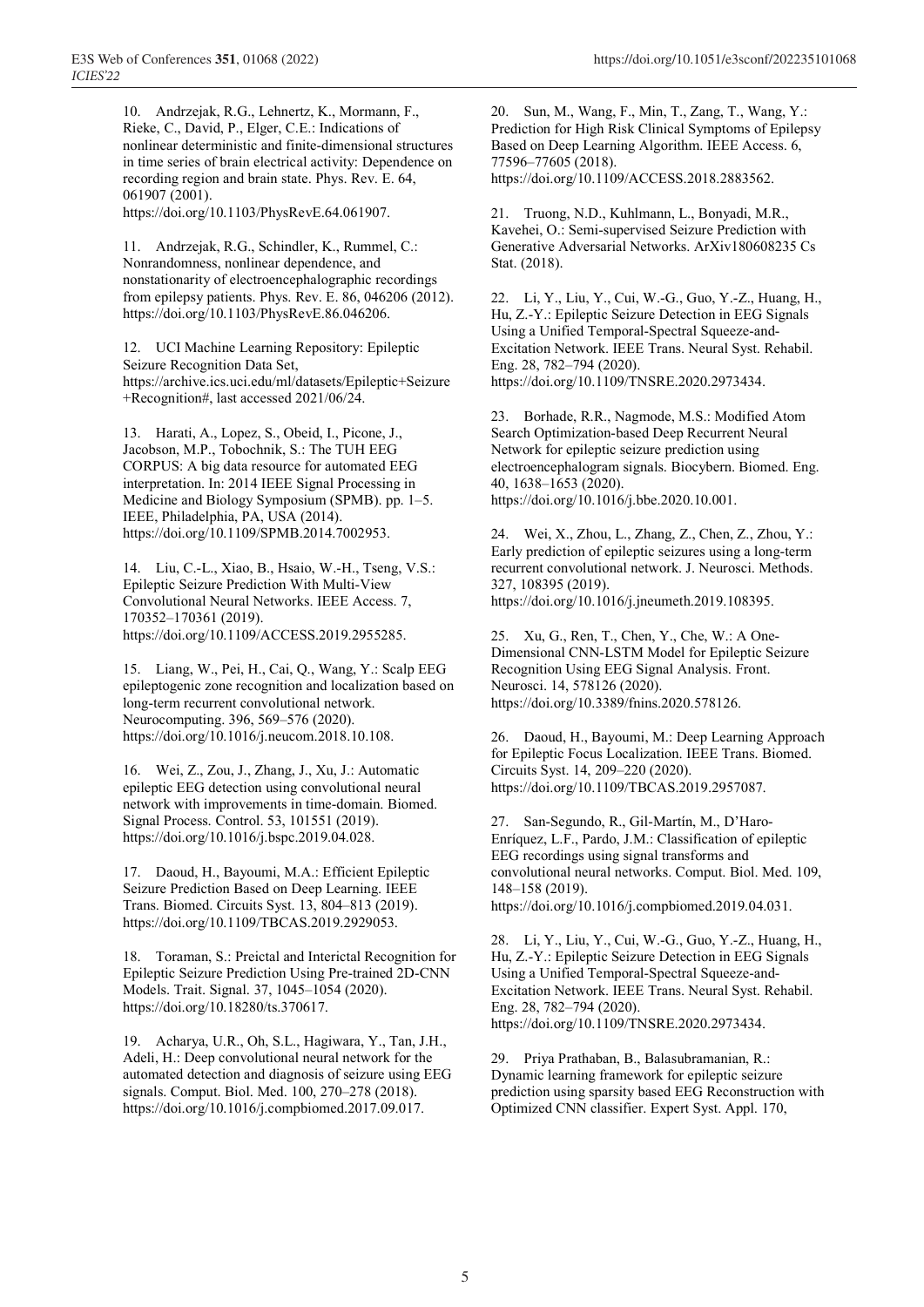10. Andrzejak, R.G., Lehnertz, K., Mormann, F., Rieke, C., David, P., Elger, C.E.: Indications of nonlinear deterministic and finite-dimensional structures in time series of brain electrical activity: Dependence on recording region and brain state. Phys. Rev. E. 64, 061907 (2001). https://doi.org/10.1103/PhysRevE.64.061907.

11. Andrzejak, R.G., Schindler, K., Rummel, C.: Nonrandomness, nonlinear dependence, and nonstationarity of electroencephalographic recordings from epilepsy patients. Phys. Rev. E. 86, 046206 (2012). https://doi.org/10.1103/PhysRevE.86.046206.

12. UCI Machine Learning Repository: Epileptic Seizure Recognition Data Set, https://archive.ics.uci.edu/ml/datasets/Epileptic+Seizure+Recognition#, last accessed 2021/06/24.

13. Harati, A., Lopez, S., Obeid, I., Picone, J., Jacobson, M.P., Tobochnik, S.: The TUH EEG CORPUS: A big data resource for automated EEG interpretation. In: 2014 IEEE Signal Processing in Medicine and Biology Symposium (SPMB). pp. 1–5. IEEE, Philadelphia, PA, USA (2014). https://doi.org/10.1109/SPMB.2014.7002953.

14. Liu, C.-L., Xiao, B., Hsaio, W.-H., Tseng, V.S.: Epileptic Seizure Prediction With Multi-View Convolutional Neural Networks. IEEE Access. 7, 170352–170361 (2019). https://doi.org/10.1109/ACCESS.2019.2955285.

15. Liang, W., Pei, H., Cai, Q., Wang, Y.: Scalp EEG epileptogenic zone recognition and localization based on long-term recurrent convolutional network. Neurocomputing. 396, 569–576 (2020). https://doi.org/10.1016/j.neucom.2018.10.108.

16. Wei, Z., Zou, J., Zhang, J., Xu, J.: Automatic epileptic EEG detection using convolutional neural network with improvements in time-domain. Biomed. Signal Process. Control. 53, 101551 (2019). https://doi.org/10.1016/j.bspc.2019.04.028.

17. Daoud, H., Bayoumi, M.A.: Efficient Epileptic Seizure Prediction Based on Deep Learning. IEEE Trans. Biomed. Circuits Syst. 13, 804–813 (2019). https://doi.org/10.1109/TBCAS.2019.2929053.

18. Toraman, S.: Preictal and Interictal Recognition for Epileptic Seizure Prediction Using Pre-trained 2D-CNN Models. Trait. Signal. 37, 1045–1054 (2020). https://doi.org/10.18280/ts.370617.

19. Acharya, U.R., Oh, S.L., Hagiwara, Y., Tan, J.H., Adeli, H.: Deep convolutional neural network for the automated detection and diagnosis of seizure using EEG signals. Comput. Biol. Med. 100, 270–278 (2018). https://doi.org/10.1016/j.compbiomed.2017.09.017.

20. Sun, M., Wang, F., Min, T., Zang, T., Wang, Y.: Prediction for High Risk Clinical Symptoms of Epilepsy Based on Deep Learning Algorithm. IEEE Access. 6, 77596–77605 (2018). https://doi.org/10.1109/ACCESS.2018.2883562.

21. Truong, N.D., Kuhlmann, L., Bonyadi, M.R., Kavehei, O.: Semi-supervised Seizure Prediction with Generative Adversarial Networks. ArXiv180608235 Cs Stat. (2018).

22. Li, Y., Liu, Y., Cui, W.-G., Guo, Y.-Z., Huang, H., Hu, Z.-Y.: Epileptic Seizure Detection in EEG Signals Using a Unified Temporal-Spectral Squeeze-and-Excitation Network. IEEE Trans. Neural Syst. Rehabil. Eng. 28, 782–794 (2020). https://doi.org/10.1109/TNSRE.2020.2973434.

23. Borhade, R.R., Nagmode, M.S.: Modified Atom Search Optimization-based Deep Recurrent Neural Network for epileptic seizure prediction using electroencephalogram signals. Biocybern. Biomed. Eng. 40, 1638–1653 (2020). https://doi.org/10.1016/j.bbe.2020.10.001.

24. Wei, X., Zhou, L., Zhang, Z., Chen, Z., Zhou, Y.: Early prediction of epileptic seizures using a long-term recurrent convolutional network. J. Neurosci. Methods. 327, 108395 (2019). https://doi.org/10.1016/j.jneumeth.2019.108395.

25. Xu, G., Ren, T., Chen, Y., Che, W.: A One-Dimensional CNN-LSTM Model for Epileptic Seizure Recognition Using EEG Signal Analysis. Front. Neurosci. 14, 578126 (2020). https://doi.org/10.3389/fnins.2020.578126.

26. Daoud, H., Bayoumi, M.: Deep Learning Approach for Epileptic Focus Localization. IEEE Trans. Biomed. Circuits Syst. 14, 209–220 (2020). https://doi.org/10.1109/TBCAS.2019.2957087.

27. San-Segundo, R., Gil-Martín, M., D'Haro-Enríquez, L.F., Pardo, J.M.: Classification of epileptic EEG recordings using signal transforms and convolutional neural networks. Comput. Biol. Med. 109, 148–158 (2019). https://doi.org/10.1016/j.compbiomed.2019.04.031.

28. Li, Y., Liu, Y., Cui, W.-G., Guo, Y.-Z., Huang, H., Hu, Z.-Y.: Epileptic Seizure Detection in EEG Signals Using a Unified Temporal-Spectral Squeeze-and-Excitation Network. IEEE Trans. Neural Syst. Rehabil. Eng. 28, 782–794 (2020). https://doi.org/10.1109/TNSRE.2020.2973434.

29. Priya Prathaban, B., Balasubramanian, R.: Dynamic learning framework for epileptic seizure prediction using sparsity based EEG Reconstruction with Optimized CNN classifier. Expert Syst. Appl. 170,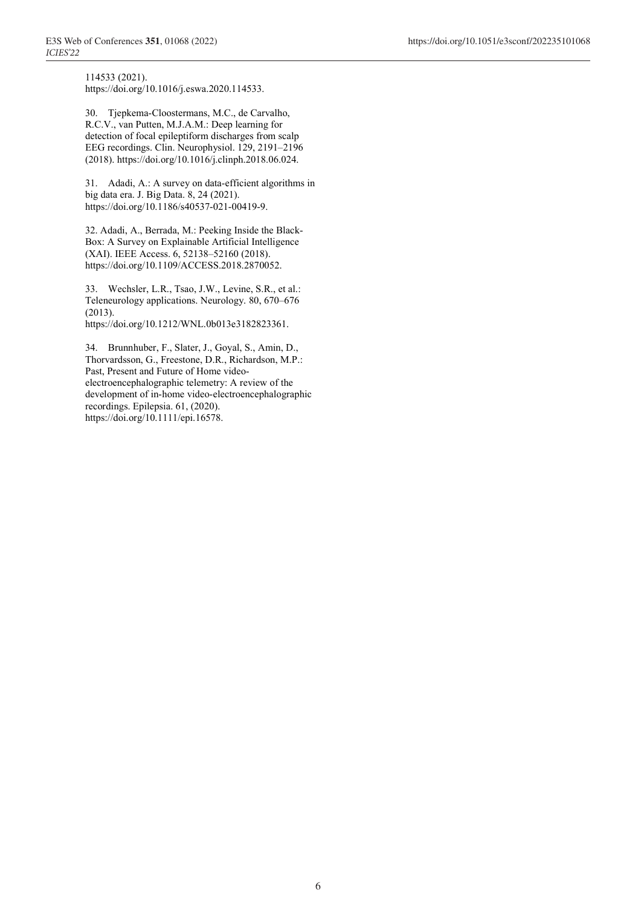114533 (2021). https://doi.org/10.1016/j.eswa.2020.114533.

30. Tjepkema-Cloostermans, M.C., de Carvalho, R.C.V., van Putten, M.J.A.M.: Deep learning for detection of focal epileptiform discharges from scalp EEG recordings. Clin. Neurophysiol. 129, 2191–2196 (2018). https://doi.org/10.1016/j.clinph.2018.06.024.

31. Adadi, A.: A survey on data-efficient algorithms in big data era. J. Big Data. 8, 24 (2021). https://doi.org/10.1186/s40537-021-00419-9.

32. Adadi, A., Berrada, M.: Peeking Inside the Black-Box: A Survey on Explainable Artificial Intelligence (XAI). IEEE Access. 6, 52138–52160 (2018). https://doi.org/10.1109/ACCESS.2018.2870052.

33. Wechsler, L.R., Tsao, J.W., Levine, S.R., et al.: Teleneurology applications. Neurology. 80, 670–676 (2013). https://doi.org/10.1212/WNL.0b013e3182823361.

34. Brunnhuber, F., Slater, J., Goyal, S., Amin, D., Thorvardsson, G., Freestone, D.R., Richardson, M.P.: Past, Present and Future of Home video-electroencephalographic telemetry: A review of the development of in-home video-electroencephalographic recordings. Epilepsia. 61, (2020). https://doi.org/10.1111/epi.16578.